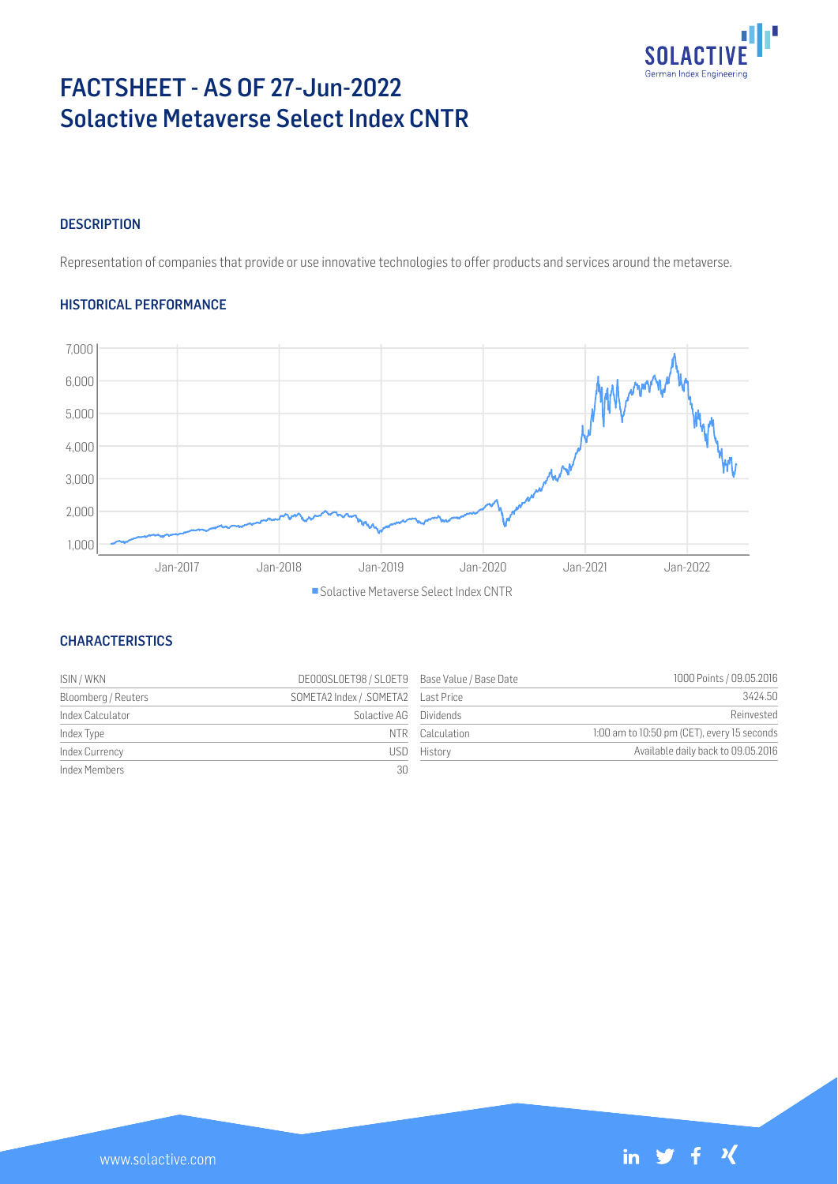# FACTSHEET - AS OF 27-Jun-2022
# Solactive Metaverse Select Index CNTR

## DESCRIPTION

Representation of companies that provide or use innovative technologies to offer products and services around the metaverse.

## HISTORICAL PERFORMANCE

## CHARACTERISTICS

| | | | |
|---|---|---|---|
| ISIN / WKN | DE000SL0ET98 / SL0ET9 | Base Value / Base Date | 1000 Points / 09.05.2016 |
| Bloomberg / Reuters | SOMETA2 Index / .SOMETA2 | Last Price | 3424.50 |
| Index Calculator | Solactive AG | Dividends | Reinvested |
| Index Type | NTR | Calculation | 1:00 am to 10:50 pm (CET), every 15 seconds |
| Index Currency | USD | History | Available daily back to 09.05.2016 |
| Index Members | 30 | | |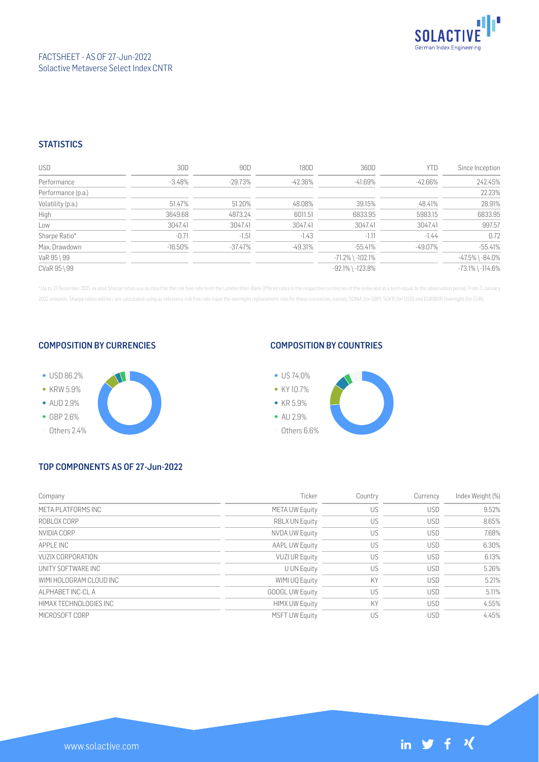FACTSHEET - AS OF 27-Jun-2022
Solactive Metaverse Select Index CNTR

## STATISTICS

| USD | 30D | 90D | 180D | 360D | YTD | Since Inception |
|---|---|---|---|---|---|---|
| Performance | -3.48% | -29.73% | -42.36% | -41.69% | -42.66% | 242.45% |
| Performance (p.a.) | | | | | | 22.23% |
| Volatility (p.a.) | 51.47% | 51.20% | 48.08% | 39.15% | 48.41% | 28.91% |
| High | 3649.68 | 4873.24 | 6011.51 | 6833.95 | 5983.15 | 6833.95 |
| Low | 3047.41 | 3047.41 | 3047.41 | 3047.41 | 3047.41 | 997.57 |
| Sharpe Ratio* | -0.71 | -1.51 | -1.43 | -1.11 | -1.44 | 0.72 |
| Max. Drawdown | -16.50% | -37.47% | -49.31% | -55.41% | -49.07% | -55.41% |
| VaR 95 \ 99 | | | | -71.2% \ -102.1% | | -47.5% \ -84.0% |
| CVaR 95 \ 99 | | | | -92.1% \ -123.8% | | -73.1% \ -114.6% |

* Up to 31 December 2021, ex-post Sharpe ratios use as input for the risk free rate term the London Inter-Bank Offered rates in the respective currencies of the index and at a term equal to the observation period. From 3 January 2022 onwards, Sharpe ratios will be / are calculated using as reference risk free rate input the overnight replacement rate for these currencies, namely SONIA (for GBP), SOFR (for USD) and EURIBOR Overnight (for EUR).

## COMPOSITION BY CURRENCIES

- USD 86.2%
- KRW 5.9%
- AUD 2.9%
- GBP 2.6%
- Others 2.4%

## COMPOSITION BY COUNTRIES

- US 74.0%
- KY 10.7%
- KR 5.9%
- AU 2.9%
- Others 6.6%

## TOP COMPONENTS AS OF 27-Jun-2022

| Company | Ticker | Country | Currency | Index Weight (%) |
|---|---|---|---|---|
| META PLATFORMS INC | META UW Equity | US | USD | 9.52% |
| ROBLOX CORP | RBLX UN Equity | US | USD | 8.65% |
| NVIDIA CORP | NVDA UW Equity | US | USD | 7.68% |
| APPLE INC | AAPL UW Equity | US | USD | 6.30% |
| VUZIX CORPORATION | VUZI UR Equity | US | USD | 6.13% |
| UNITY SOFTWARE INC | U UN Equity | US | USD | 5.26% |
| WIMI HOLOGRAM CLOUD INC | WIMI UQ Equity | KY | USD | 5.21% |
| ALPHABET INC-CL A | GOOGL UW Equity | US | USD | 5.11% |
| HIMAX TECHNOLOGIES INC | HIMX UW Equity | KY | USD | 4.55% |
| MICROSOFT CORP | MSFT UW Equity | US | USD | 4.45% |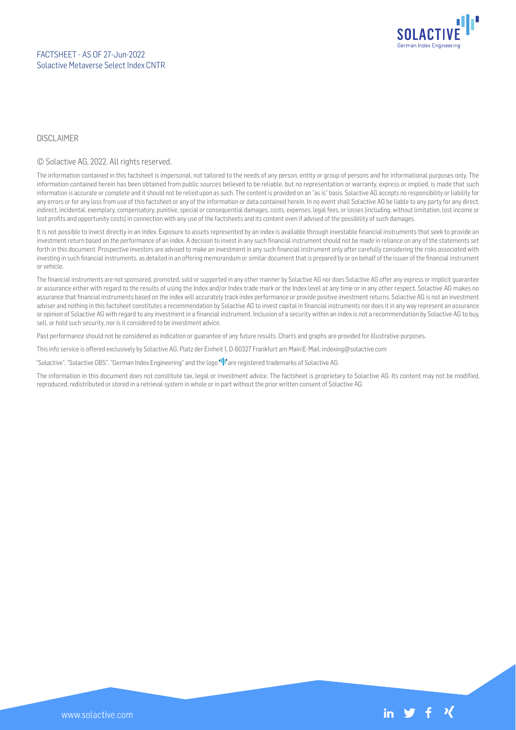## DISCLAIMER

© Solactive AG, 2022. All rights reserved.

The information contained in this factsheet is impersonal, not tailored to the needs of any person, entity or group of persons and for informational purposes only. The information contained herein has been obtained from public sources believed to be reliable, but no representation or warranty, express or implied, is made that such information is accurate or complete and it should not be relied upon as such. The content is provided on an "as is" basis. Solactive AG accepts no responsibility or liability for any errors or for any loss from use of this factsheet or any of the information or data contained herein. In no event shall Solactive AG be liable to any party for any direct, indirect, incidental, exemplary, compensatory, punitive, special or consequential damages, costs, expenses, legal fees, or losses (including, without limitation, lost income or lost profits and opportunity costs) in connection with any use of the factsheets and its content even if advised of the possibility of such damages.

It is not possible to invest directly in an index. Exposure to assets represented by an index is available through investable financial instruments that seek to provide an investment return based on the performance of an index. A decision to invest in any such financial instrument should not be made in reliance on any of the statements set forth in this document. Prospective investors are advised to make an investment in any such financial instrument only after carefully considering the risks associated with investing in such financial instruments, as detailed in an offering memorandum or similar document that is prepared by or on behalf of the issuer of the financial instrument or vehicle.

The financial instruments are not sponsored, promoted, sold or supported in any other manner by Solactive AG nor does Solactive AG offer any express or implicit guarantee or assurance either with regard to the results of using the Index and/or Index trade mark or the Index level at any time or in any other respect. Solactive AG makes no assurance that financial instruments based on the index will accurately track index performance or provide positive investment returns. Solactive AG is not an investment adviser and nothing in this factsheet constitutes a recommendation by Solactive AG to invest capital in financial instruments nor does it in any way represent an assurance or opinion of Solactive AG with regard to any investment in a financial instrument. Inclusion of a security within an index is not a recommendation by Solactive AG to buy, sell, or hold such security, nor is it considered to be investment advice.

Past performance should not be considered as indication or guarantee of any future results. Charts and graphs are provided for illustrative purposes.

This info service is offered exclusively by Solactive AG, Platz der Einheit 1, D-60327 Frankfurt am Main|E-Mail: indexing@solactive.com

"Solactive", "Solactive GBS", "German Index Engineering" and the logo are registered trademarks of Solactive AG.

The information in this document does not constitute tax, legal or investment advice. The factsheet is proprietary to Solactive AG. Its content may not be modified, reproduced, redistributed or stored in a retrieval system in whole or in part without the prior written consent of Solactive AG.